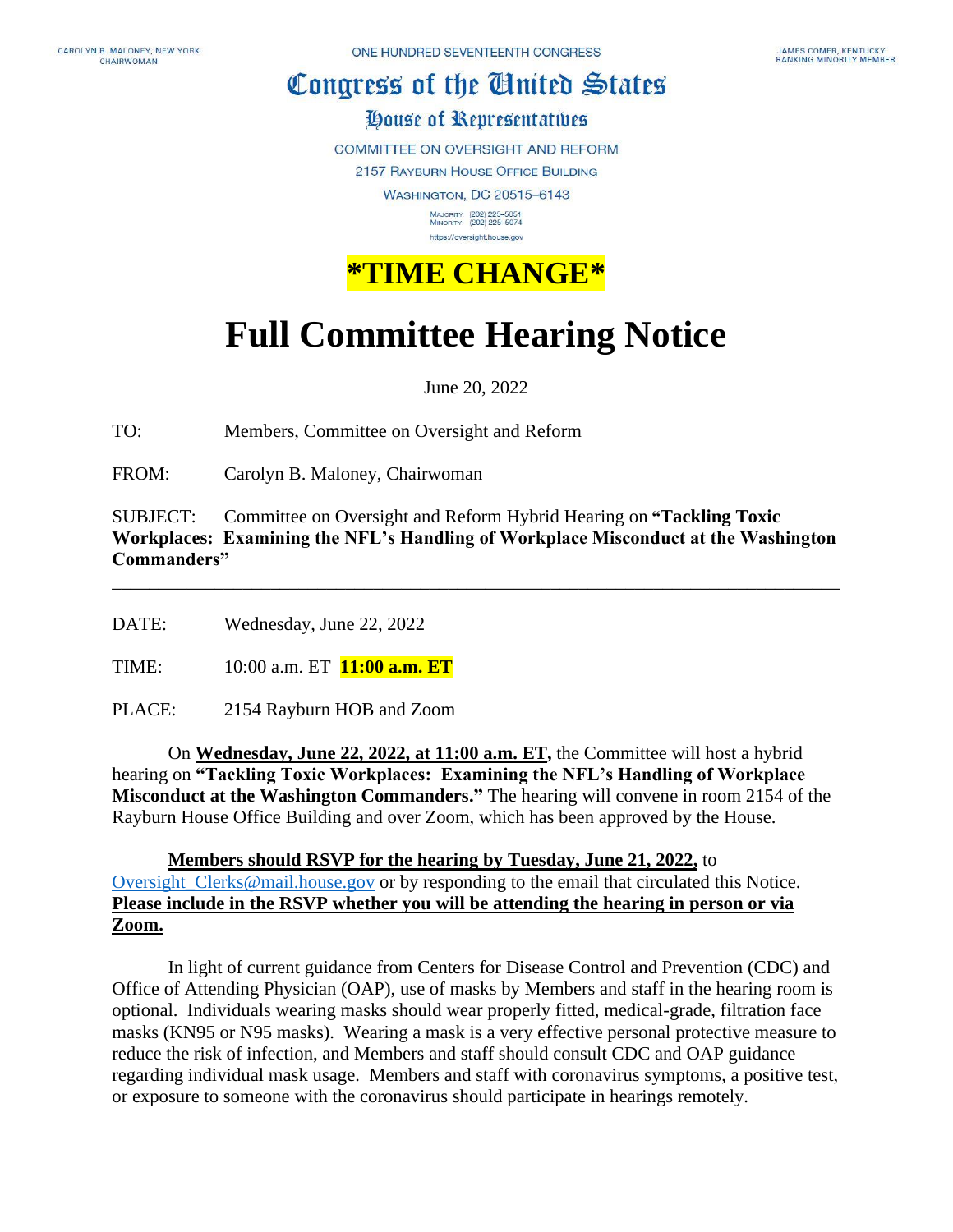CAROLYN B. MALONEY, NEW YORK
CHAIRWOMAN

ONE HUNDRED SEVENTEENTH CONGRESS

JAMES COMER, KENTUCKY
RANKING MINORITY MEMBER

# Congress of the United States

## House of Representatives

COMMITTEE ON OVERSIGHT AND REFORM

2157 RAYBURN HOUSE OFFICE BUILDING

WASHINGTON, DC 20515–6143

MAJORITY (202) 225–5051
MINORITY (202) 225–5074

https://oversight.house.gov

**\*TIME CHANGE\***

# Full Committee Hearing Notice

June 20, 2022

TO: Members, Committee on Oversight and Reform

FROM: Carolyn B. Maloney, Chairwoman

SUBJECT: Committee on Oversight and Reform Hybrid Hearing on **"Tackling Toxic Workplaces: Examining the NFL's Handling of Workplace Misconduct at the Washington Commanders"**

---

DATE: Wednesday, June 22, 2022

TIME: ~~10:00 a.m. ET~~ **11:00 a.m. ET**

PLACE: 2154 Rayburn HOB and Zoom

On **Wednesday, June 22, 2022, at 11:00 a.m. ET,** the Committee will host a hybrid hearing on **"Tackling Toxic Workplaces: Examining the NFL's Handling of Workplace Misconduct at the Washington Commanders."** The hearing will convene in room 2154 of the Rayburn House Office Building and over Zoom, which has been approved by the House.

**Members should RSVP for the hearing by Tuesday, June 21, 2022,** to Oversight_Clerks@mail.house.gov or by responding to the email that circulated this Notice. **Please include in the RSVP whether you will be attending the hearing in person or via Zoom.**

In light of current guidance from Centers for Disease Control and Prevention (CDC) and Office of Attending Physician (OAP), use of masks by Members and staff in the hearing room is optional. Individuals wearing masks should wear properly fitted, medical-grade, filtration face masks (KN95 or N95 masks). Wearing a mask is a very effective personal protective measure to reduce the risk of infection, and Members and staff should consult CDC and OAP guidance regarding individual mask usage. Members and staff with coronavirus symptoms, a positive test, or exposure to someone with the coronavirus should participate in hearings remotely.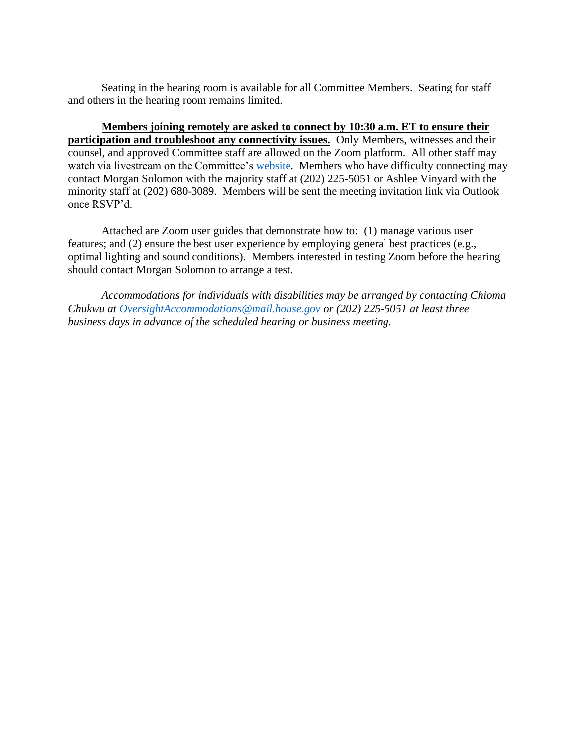Seating in the hearing room is available for all Committee Members. Seating for staff and others in the hearing room remains limited.

**Members joining remotely are asked to connect by 10:30 a.m. ET to ensure their participation and troubleshoot any connectivity issues.** Only Members, witnesses and their counsel, and approved Committee staff are allowed on the Zoom platform. All other staff may watch via livestream on the Committee's website. Members who have difficulty connecting may contact Morgan Solomon with the majority staff at (202) 225-5051 or Ashlee Vinyard with the minority staff at (202) 680-3089. Members will be sent the meeting invitation link via Outlook once RSVP'd.

Attached are Zoom user guides that demonstrate how to: (1) manage various user features; and (2) ensure the best user experience by employing general best practices (e.g., optimal lighting and sound conditions). Members interested in testing Zoom before the hearing should contact Morgan Solomon to arrange a test.

*Accommodations for individuals with disabilities may be arranged by contacting Chioma Chukwu at OversightAccommodations@mail.house.gov or (202) 225-5051 at least three business days in advance of the scheduled hearing or business meeting.*